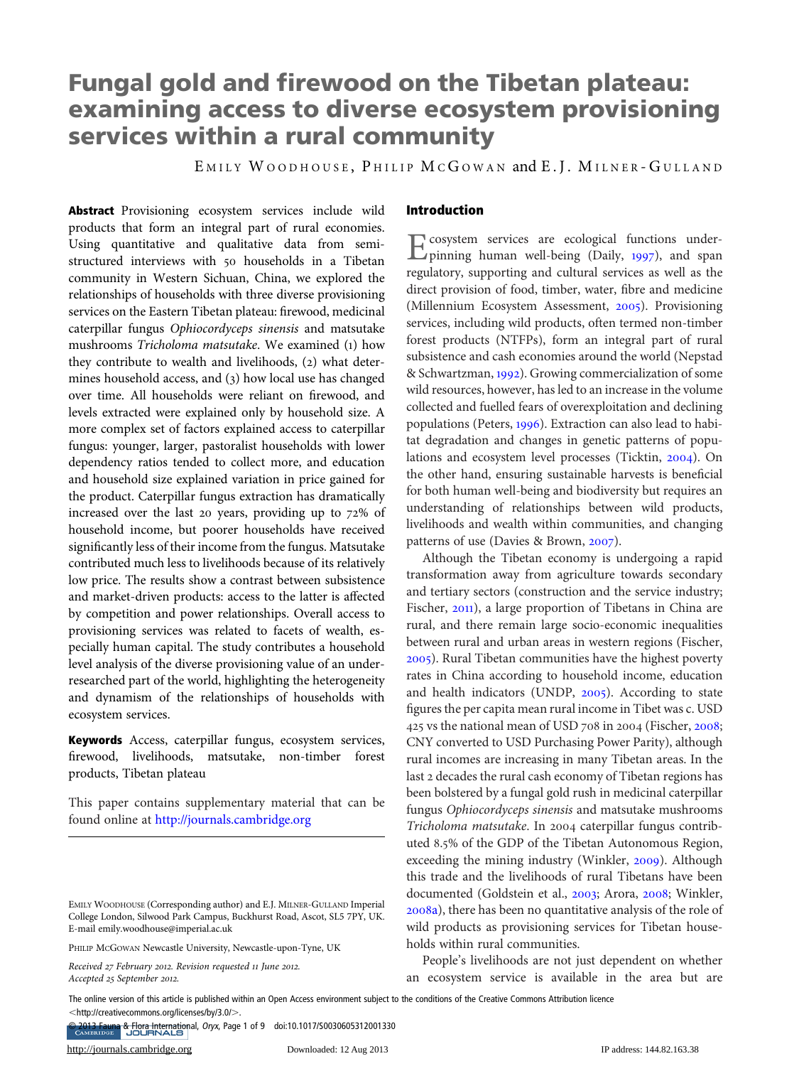# Fungal gold and firewood on the Tibetan plateau: examining access to diverse ecosystem provisioning services within a rural community

EMILY WOODHOUSE, PHILIP MCGOWAN and E.J. MILNER-GULLAND

**Abstract** Provisioning ecosystem services include wild products that form an integral part of rural economies. Using quantitative and qualitative data from semi-structured interviews with 50 households in a Tibetan community in Western Sichuan, China, we explored the relationships of households with three diverse provisioning services on the Eastern Tibetan plateau: firewood, medicinal caterpillar fungus *Ophiocordyceps sinensis* and matsutake mushrooms *Tricholoma matsutake*. We examined (1) how they contribute to wealth and livelihoods, (2) what determines household access, and (3) how local use has changed over time. All households were reliant on firewood, and levels extracted were explained only by household size. A more complex set of factors explained access to caterpillar fungus: younger, larger, pastoralist households with lower dependency ratios tended to collect more, and education and household size explained variation in price gained for the product. Caterpillar fungus extraction has dramatically increased over the last 20 years, providing up to 72% of household income, but poorer households have received significantly less of their income from the fungus. Matsutake contributed much less to livelihoods because of its relatively low price. The results show a contrast between subsistence and market-driven products: access to the latter is affected by competition and power relationships. Overall access to provisioning services was related to facets of wealth, especially human capital. The study contributes a household level analysis of the diverse provisioning value of an under-researched part of the world, highlighting the heterogeneity and dynamism of the relationships of households with ecosystem services.

**Keywords** Access, caterpillar fungus, ecosystem services, firewood, livelihoods, matsutake, non-timber forest products, Tibetan plateau

This paper contains supplementary material that can be found online at http://journals.cambridge.org

EMILY WOODHOUSE (Corresponding author) and E.J. MILNER-GULLAND Imperial College London, Silwood Park Campus, Buckhurst Road, Ascot, SL5 7PY, UK. E-mail emily.woodhouse@imperial.ac.uk

PHILIP MCGOWAN Newcastle University, Newcastle-upon-Tyne, UK

*Received 27 February 2012. Revision requested 11 June 2012. Accepted 25 September 2012.*

## Introduction

Ecosystem services are ecological functions underpinning human well-being (Daily, 1997), and span regulatory, supporting and cultural services as well as the direct provision of food, timber, water, fibre and medicine (Millennium Ecosystem Assessment, 2005). Provisioning services, including wild products, often termed non-timber forest products (NTFPs), form an integral part of rural subsistence and cash economies around the world (Nepstad & Schwartzman, 1992). Growing commercialization of some wild resources, however, has led to an increase in the volume collected and fuelled fears of overexploitation and declining populations (Peters, 1996). Extraction can also lead to habitat degradation and changes in genetic patterns of populations and ecosystem level processes (Ticktin, 2004). On the other hand, ensuring sustainable harvests is beneficial for both human well-being and biodiversity but requires an understanding of relationships between wild products, livelihoods and wealth within communities, and changing patterns of use (Davies & Brown, 2007).

Although the Tibetan economy is undergoing a rapid transformation away from agriculture towards secondary and tertiary sectors (construction and the service industry; Fischer, 2011), a large proportion of Tibetans in China are rural, and there remain large socio-economic inequalities between rural and urban areas in western regions (Fischer, 2005). Rural Tibetan communities have the highest poverty rates in China according to household income, education and health indicators (UNDP, 2005). According to state figures the per capita mean rural income in Tibet was c. USD 425 vs the national mean of USD 708 in 2004 (Fischer, 2008; CNY converted to USD Purchasing Power Parity), although rural incomes are increasing in many Tibetan areas. In the last 2 decades the rural cash economy of Tibetan regions has been bolstered by a fungal gold rush in medicinal caterpillar fungus *Ophiocordyceps sinensis* and matsutake mushrooms *Tricholoma matsutake*. In 2004 caterpillar fungus contributed 8.5% of the GDP of the Tibetan Autonomous Region, exceeding the mining industry (Winkler, 2009). Although this trade and the livelihoods of rural Tibetans have been documented (Goldstein et al., 2003; Arora, 2008; Winkler, 2008a), there has been no quantitative analysis of the role of wild products as provisioning services for Tibetan households within rural communities.

People's livelihoods are not just dependent on whether an ecosystem service is available in the area but are

The online version of this article is published within an Open Access environment subject to the conditions of the Creative Commons Attribution licence <http://creativecommons.org/licenses/by/3.0/>.

© 2013 Fauna & Flora International, *Oryx*, doi:10.1017/S0030605312001330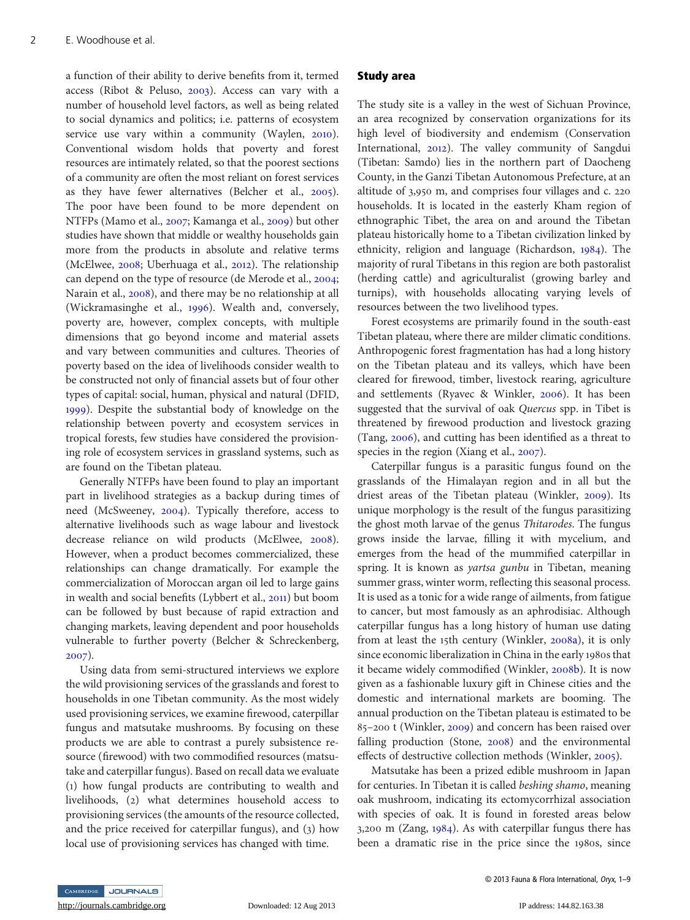a function of their ability to derive benefits from it, termed access (Ribot & Peluso, 2003). Access can vary with a number of household level factors, as well as being related to social dynamics and politics; i.e. patterns of ecosystem service use vary within a community (Waylen, 2010). Conventional wisdom holds that poverty and forest resources are intimately related, so that the poorest sections of a community are often the most reliant on forest services as they have fewer alternatives (Belcher et al., 2005). The poor have been found to be more dependent on NTFPs (Mamo et al., 2007; Kamanga et al., 2009) but other studies have shown that middle or wealthy households gain more from the products in absolute and relative terms (McElwee, 2008; Uberhuaga et al., 2012). The relationship can depend on the type of resource (de Merode et al., 2004; Narain et al., 2008), and there may be no relationship at all (Wickramasinghe et al., 1996). Wealth and, conversely, poverty are, however, complex concepts, with multiple dimensions that go beyond income and material assets and vary between communities and cultures. Theories of poverty based on the idea of livelihoods consider wealth to be constructed not only of financial assets but of four other types of capital: social, human, physical and natural (DFID, 1999). Despite the substantial body of knowledge on the relationship between poverty and ecosystem services in tropical forests, few studies have considered the provisioning role of ecosystem services in grassland systems, such as are found on the Tibetan plateau.

Generally NTFPs have been found to play an important part in livelihood strategies as a backup during times of need (McSweeney, 2004). Typically therefore, access to alternative livelihoods such as wage labour and livestock decrease reliance on wild products (McElwee, 2008). However, when a product becomes commercialized, these relationships can change dramatically. For example the commercialization of Moroccan argan oil led to large gains in wealth and social benefits (Lybbert et al., 2011) but boom can be followed by bust because of rapid extraction and changing markets, leaving dependent and poor households vulnerable to further poverty (Belcher & Schreckenberg, 2007).

Using data from semi-structured interviews we explore the wild provisioning services of the grasslands and forest to households in one Tibetan community. As the most widely used provisioning services, we examine firewood, caterpillar fungus and matsutake mushrooms. By focusing on these products we are able to contrast a purely subsistence resource (firewood) with two commodified resources (matsutake and caterpillar fungus). Based on recall data we evaluate (1) how fungal products are contributing to wealth and livelihoods, (2) what determines household access to provisioning services (the amounts of the resource collected, and the price received for caterpillar fungus), and (3) how local use of provisioning services has changed with time.

## Study area

The study site is a valley in the west of Sichuan Province, an area recognized by conservation organizations for its high level of biodiversity and endemism (Conservation International, 2012). The valley community of Sangdui (Tibetan: Samdo) lies in the northern part of Daocheng County, in the Ganzi Tibetan Autonomous Prefecture, at an altitude of 3,950 m, and comprises four villages and c. 220 households. It is located in the easterly Kham region of ethnographic Tibet, the area on and around the Tibetan plateau historically home to a Tibetan civilization linked by ethnicity, religion and language (Richardson, 1984). The majority of rural Tibetans in this region are both pastoralist (herding cattle) and agriculturalist (growing barley and turnips), with households allocating varying levels of resources between the two livelihood types.

Forest ecosystems are primarily found in the south-east Tibetan plateau, where there are milder climatic conditions. Anthropogenic forest fragmentation has had a long history on the Tibetan plateau and its valleys, which have been cleared for firewood, timber, livestock rearing, agriculture and settlements (Ryavec & Winkler, 2006). It has been suggested that the survival of oak *Quercus* spp. in Tibet is threatened by firewood production and livestock grazing (Tang, 2006), and cutting has been identified as a threat to species in the region (Xiang et al., 2007).

Caterpillar fungus is a parasitic fungus found on the grasslands of the Himalayan region and in all but the driest areas of the Tibetan plateau (Winkler, 2009). Its unique morphology is the result of the fungus parasitizing the ghost moth larvae of the genus *Thitarodes*. The fungus grows inside the larvae, filling it with mycelium, and emerges from the head of the mummified caterpillar in spring. It is known as *yartsa gunbu* in Tibetan, meaning summer grass, winter worm, reflecting this seasonal process. It is used as a tonic for a wide range of ailments, from fatigue to cancer, but most famously as an aphrodisiac. Although caterpillar fungus has a long history of human use dating from at least the 15th century (Winkler, 2008a), it is only since economic liberalization in China in the early 1980s that it became widely commodified (Winkler, 2008b). It is now given as a fashionable luxury gift in Chinese cities and the domestic and international markets are booming. The annual production on the Tibetan plateau is estimated to be 85–200 t (Winkler, 2009) and concern has been raised over falling production (Stone, 2008) and the environmental effects of destructive collection methods (Winkler, 2005).

Matsutake has been a prized edible mushroom in Japan for centuries. In Tibetan it is called *beshing shamo*, meaning oak mushroom, indicating its ectomycorrhizal association with species of oak. It is found in forested areas below 3,200 m (Zang, 1984). As with caterpillar fungus there has been a dramatic rise in the price since the 1980s, since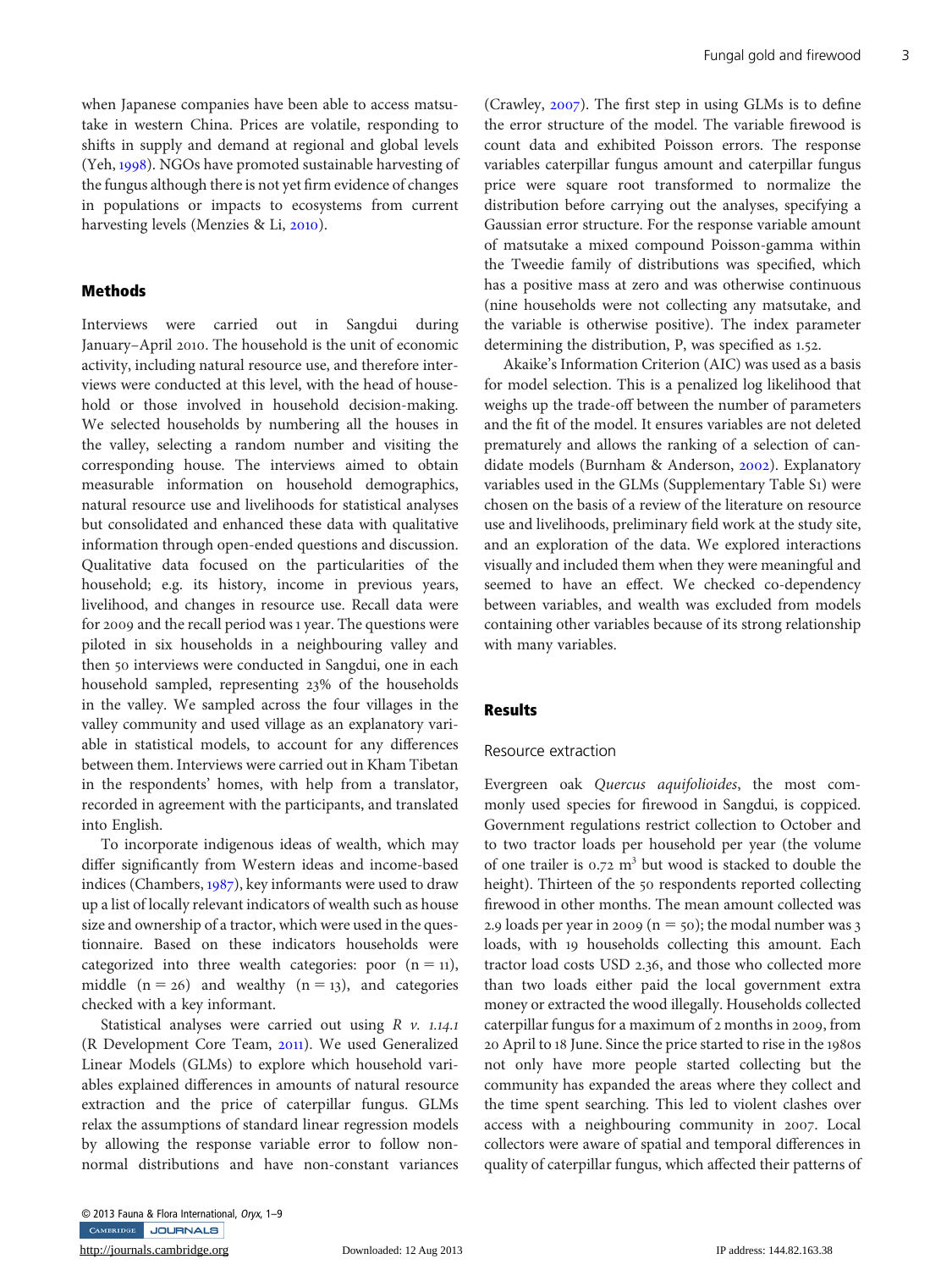when Japanese companies have been able to access matsutake in western China. Prices are volatile, responding to shifts in supply and demand at regional and global levels (Yeh, 1998). NGOs have promoted sustainable harvesting of the fungus although there is not yet firm evidence of changes in populations or impacts to ecosystems from current harvesting levels (Menzies & Li, 2010).

## Methods

Interviews were carried out in Sangdui during January–April 2010. The household is the unit of economic activity, including natural resource use, and therefore interviews were conducted at this level, with the head of household or those involved in household decision-making. We selected households by numbering all the houses in the valley, selecting a random number and visiting the corresponding house. The interviews aimed to obtain measurable information on household demographics, natural resource use and livelihoods for statistical analyses but consolidated and enhanced these data with qualitative information through open-ended questions and discussion. Qualitative data focused on the particularities of the household; e.g. its history, income in previous years, livelihood, and changes in resource use. Recall data were for 2009 and the recall period was 1 year. The questions were piloted in six households in a neighbouring valley and then 50 interviews were conducted in Sangdui, one in each household sampled, representing 23% of the households in the valley. We sampled across the four villages in the valley community and used village as an explanatory variable in statistical models, to account for any differences between them. Interviews were carried out in Kham Tibetan in the respondents' homes, with help from a translator, recorded in agreement with the participants, and translated into English.

To incorporate indigenous ideas of wealth, which may differ significantly from Western ideas and income-based indices (Chambers, 1987), key informants were used to draw up a list of locally relevant indicators of wealth such as house size and ownership of a tractor, which were used in the questionnaire. Based on these indicators households were categorized into three wealth categories: poor ($n = 11$), middle ($n = 26$) and wealthy ($n = 13$), and categories checked with a key informant.

Statistical analyses were carried out using *R v. 1.14.1* (R Development Core Team, 2011). We used Generalized Linear Models (GLMs) to explore which household variables explained differences in amounts of natural resource extraction and the price of caterpillar fungus. GLMs relax the assumptions of standard linear regression models by allowing the response variable error to follow non-normal distributions and have non-constant variances (Crawley, 2007). The first step in using GLMs is to define the error structure of the model. The variable firewood is count data and exhibited Poisson errors. The response variables caterpillar fungus amount and caterpillar fungus price were square root transformed to normalize the distribution before carrying out the analyses, specifying a Gaussian error structure. For the response variable amount of matsutake a mixed compound Poisson-gamma within the Tweedie family of distributions was specified, which has a positive mass at zero and was otherwise continuous (nine households were not collecting any matsutake, and the variable is otherwise positive). The index parameter determining the distribution, P, was specified as 1.52.

Akaike's Information Criterion (AIC) was used as a basis for model selection. This is a penalized log likelihood that weighs up the trade-off between the number of parameters and the fit of the model. It ensures variables are not deleted prematurely and allows the ranking of a selection of candidate models (Burnham & Anderson, 2002). Explanatory variables used in the GLMs (Supplementary Table S1) were chosen on the basis of a review of the literature on resource use and livelihoods, preliminary field work at the study site, and an exploration of the data. We explored interactions visually and included them when they were meaningful and seemed to have an effect. We checked co-dependency between variables, and wealth was excluded from models containing other variables because of its strong relationship with many variables.

## Results

### Resource extraction

Evergreen oak *Quercus aquifolioides*, the most commonly used species for firewood in Sangdui, is coppiced. Government regulations restrict collection to October and to two tractor loads per household per year (the volume of one trailer is 0.72 m$^3$ but wood is stacked to double the height). Thirteen of the 50 respondents reported collecting firewood in other months. The mean amount collected was 2.9 loads per year in 2009 ($n = 50$); the modal number was 3 loads, with 19 households collecting this amount. Each tractor load costs USD 2.36, and those who collected more than two loads either paid the local government extra money or extracted the wood illegally. Households collected caterpillar fungus for a maximum of 2 months in 2009, from 20 April to 18 June. Since the price started to rise in the 1980s not only have more people started collecting but the community has expanded the areas where they collect and the time spent searching. This led to violent clashes over access with a neighbouring community in 2007. Local collectors were aware of spatial and temporal differences in quality of caterpillar fungus, which affected their patterns of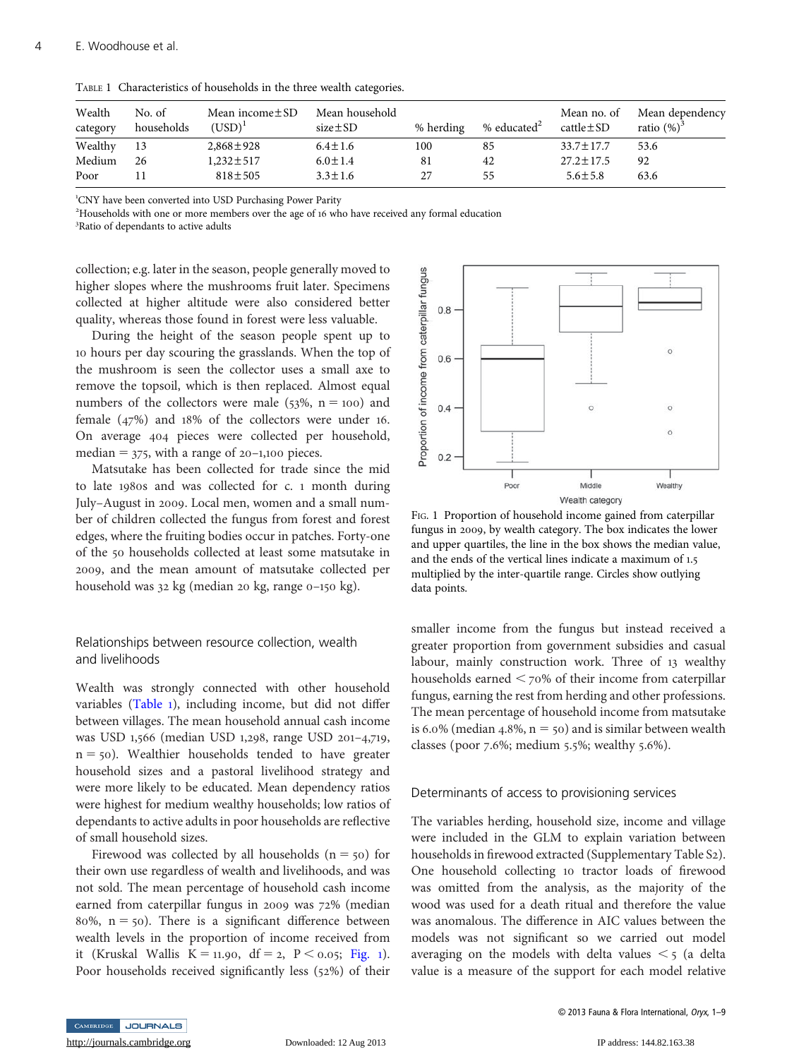Table 1 Characteristics of households in the three wealth categories.

| Wealth category | No. of households | Mean income ± SD (USD)[1] | Mean household size ± SD | % herding | % educated[2] | Mean no. of cattle ± SD | Mean dependency ratio (%)[3] |
|---|---|---|---|---|---|---|---|
| Wealthy | 13 | 2,868 ± 928 | 6.4 ± 1.6 | 100 | 85 | 33.7 ± 17.7 | 53.6 |
| Medium | 26 | 1,232 ± 517 | 6.0 ± 1.4 | 81 | 42 | 27.2 ± 17.5 | 92 |
| Poor | 11 | 818 ± 505 | 3.3 ± 1.6 | 27 | 55 | 5.6 ± 5.8 | 63.6 |

[1]CNY have been converted into USD Purchasing Power Parity
[2]Households with one or more members over the age of 16 who have received any formal education
[3]Ratio of dependants to active adults

collection; e.g. later in the season, people generally moved to higher slopes where the mushrooms fruit later. Specimens collected at higher altitude were also considered better quality, whereas those found in forest were less valuable.

During the height of the season people spent up to 10 hours per day scouring the grasslands. When the top of the mushroom is seen the collector uses a small axe to remove the topsoil, which is then replaced. Almost equal numbers of the collectors were male (53%, n = 100) and female (47%) and 18% of the collectors were under 16. On average 404 pieces were collected per household, median = 375, with a range of 20–1,100 pieces.

Matsutake has been collected for trade since the mid to late 1980s and was collected for c. 1 month during July–August in 2009. Local men, women and a small number of children collected the fungus from forest and forest edges, where the fruiting bodies occur in patches. Forty-one of the 50 households collected at least some matsutake in 2009, and the mean amount of matsutake collected per household was 32 kg (median 20 kg, range 0–150 kg).

## Relationships between resource collection, wealth and livelihoods

Wealth was strongly connected with other household variables (Table 1), including income, but did not differ between villages. The mean household annual cash income was USD 1,566 (median USD 1,298, range USD 201–4,719, n = 50). Wealthier households tended to have greater household sizes and a pastoral livelihood strategy and were more likely to be educated. Mean dependency ratios were highest for medium wealthy households; low ratios of dependants to active adults in poor households are reflective of small household sizes.

Firewood was collected by all households (n = 50) for their own use regardless of wealth and livelihoods, and was not sold. The mean percentage of household cash income earned from caterpillar fungus in 2009 was 72% (median 80%, n = 50). There is a significant difference between wealth levels in the proportion of income received from it (Kruskal Wallis K = 11.90, df = 2, $P < 0.05$; Fig. 1). Poor households received significantly less (52%) of their smaller income from the fungus but instead received a greater proportion from government subsidies and casual labour, mainly construction work. Three of 13 wealthy households earned < 70% of their income from caterpillar fungus, earning the rest from herding and other professions. The mean percentage of household income from matsutake is 6.0% (median 4.8%, n = 50) and is similar between wealth classes (poor 7.6%; medium 5.5%; wealthy 5.6%).

Fig. 1 Proportion of household income gained from caterpillar fungus in 2009, by wealth category. The box indicates the lower and upper quartiles, the line in the box shows the median value, and the ends of the vertical lines indicate a maximum of 1.5 multiplied by the inter-quartile range. Circles show outlying data points.

## Determinants of access to provisioning services

The variables herding, household size, income and village were included in the GLM to explain variation between households in firewood extracted (Supplementary Table S2). One household collecting 10 tractor loads of firewood was omitted from the analysis, as the majority of the wood was used for a death ritual and therefore the value was anomalous. The difference in AIC values between the models was not significant so we carried out model averaging on the models with delta values < 5 (a delta value is a measure of the support for each model relative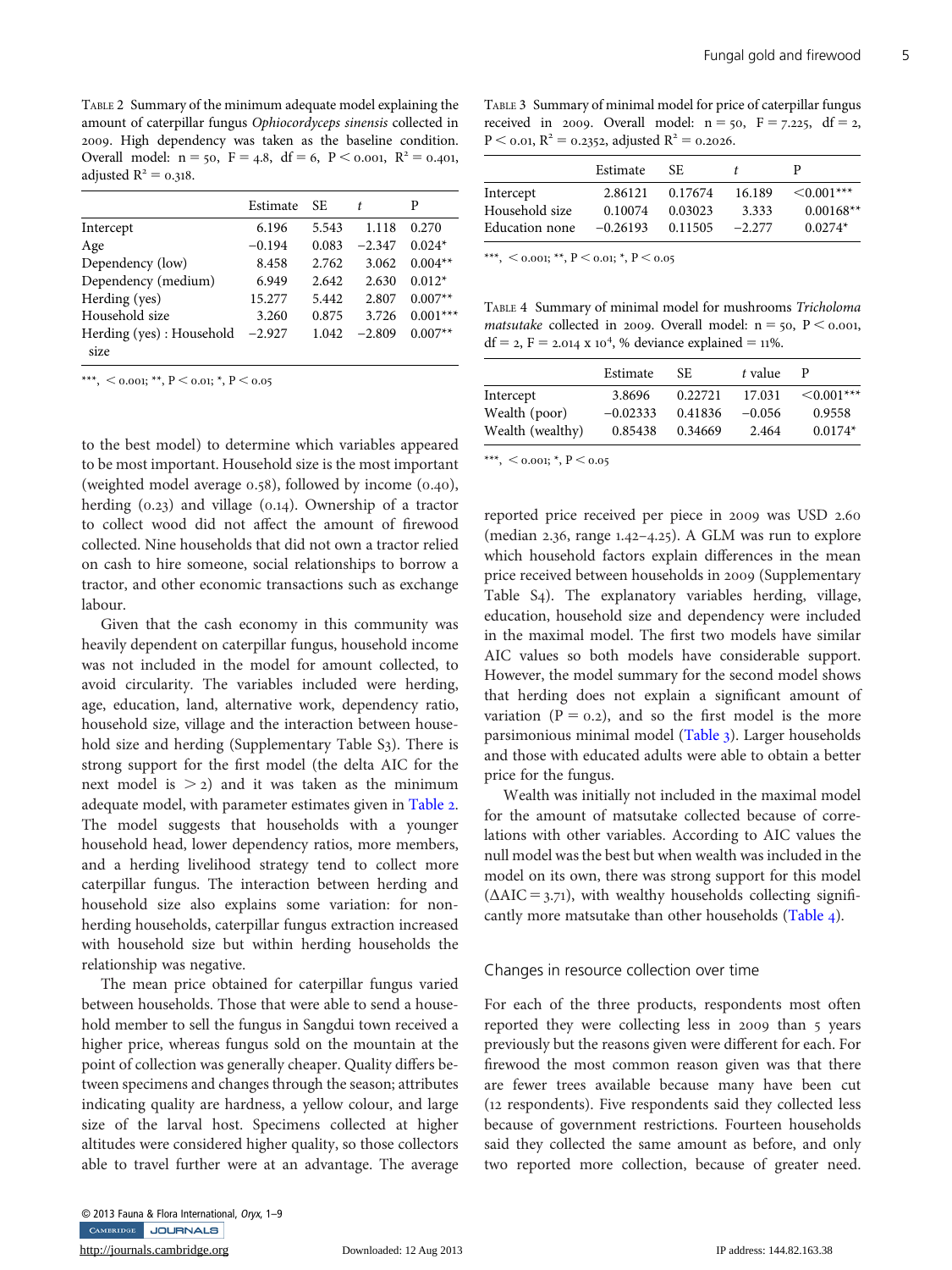TABLE 2 Summary of the minimum adequate model explaining the amount of caterpillar fungus *Ophiocordyceps sinensis* collected in 2009. High dependency was taken as the baseline condition. Overall model: n = 50, F = 4.8, df = 6, P < 0.001, $R^2 = 0.401$, adjusted $R^2 = 0.318$.

| | Estimate | SE | *t* | P |
|---|---|---|---|---|
| Intercept | 6.196 | 5.543 | 1.118 | 0.270 |
| Age | −0.194 | 0.083 | −2.347 | 0.024* |
| Dependency (low) | 8.458 | 2.762 | 3.062 | 0.004** |
| Dependency (medium) | 6.949 | 2.642 | 2.630 | 0.012* |
| Herding (yes) | 15.277 | 5.442 | 2.807 | 0.007** |
| Household size | 3.260 | 0.875 | 3.726 | 0.001*** |
| Herding (yes) : Household size | −2.927 | 1.042 | −2.809 | 0.007** |

***, < 0.001; **, P < 0.01; *, P < 0.05

to the best model) to determine which variables appeared to be most important. Household size is the most important (weighted model average 0.58), followed by income (0.40), herding (0.23) and village (0.14). Ownership of a tractor to collect wood did not affect the amount of firewood collected. Nine households that did not own a tractor relied on cash to hire someone, social relationships to borrow a tractor, and other economic transactions such as exchange labour.

Given that the cash economy in this community was heavily dependent on caterpillar fungus, household income was not included in the model for amount collected, to avoid circularity. The variables included were herding, age, education, land, alternative work, dependency ratio, household size, village and the interaction between household size and herding (Supplementary Table S3). There is strong support for the first model (the delta AIC for the next model is > 2) and it was taken as the minimum adequate model, with parameter estimates given in Table 2. The model suggests that households with a younger household head, lower dependency ratios, more members, and a herding livelihood strategy tend to collect more caterpillar fungus. The interaction between herding and household size also explains some variation: for non-herding households, caterpillar fungus extraction increased with household size but within herding households the relationship was negative.

The mean price obtained for caterpillar fungus varied between households. Those that were able to send a household member to sell the fungus in Sangdui town received a higher price, whereas fungus sold on the mountain at the point of collection was generally cheaper. Quality differs between specimens and changes through the season; attributes indicating quality are hardness, a yellow colour, and large size of the larval host. Specimens collected at higher altitudes were considered higher quality, so those collectors able to travel further were at an advantage. The average reported price received per piece in 2009 was USD 2.60 (median 2.36, range 1.42–4.25). A GLM was run to explore which household factors explain differences in the mean price received between households in 2009 (Supplementary Table S4). The explanatory variables herding, village, education, household size and dependency were included in the maximal model. The first two models have similar AIC values so both models have considerable support. However, the model summary for the second model shows that herding does not explain a significant amount of variation (P = 0.2), and so the first model is the more parsimonious minimal model (Table 3). Larger households and those with educated adults were able to obtain a better price for the fungus.

TABLE 3 Summary of minimal model for price of caterpillar fungus received in 2009. Overall model: n = 50, F = 7.225, df = 2, P < 0.01, $R^2 = 0.2352$, adjusted $R^2 = 0.2026$.

| | Estimate | SE | *t* | P |
|---|---|---|---|---|
| Intercept | 2.86121 | 0.17674 | 16.189 | <0.001*** |
| Household size | 0.10074 | 0.03023 | 3.333 | 0.00168** |
| Education none | −0.26193 | 0.11505 | −2.277 | 0.0274* |

***, < 0.001; **, P < 0.01; *, P < 0.05

TABLE 4 Summary of minimal model for mushrooms *Tricholoma matsutake* collected in 2009. Overall model: n = 50, P < 0.001, df = 2, F = 2.014 x $10^4$, % deviance explained = 11%.

| | Estimate | SE | *t* value | P |
|---|---|---|---|---|
| Intercept | 3.8696 | 0.22721 | 17.031 | <0.001*** |
| Wealth (poor) | −0.02333 | 0.41836 | −0.056 | 0.9558 |
| Wealth (wealthy) | 0.85438 | 0.34669 | 2.464 | 0.0174* |

***, < 0.001; *, P < 0.05

Wealth was initially not included in the maximal model for the amount of matsutake collected because of correlations with other variables. According to AIC values the null model was the best but when wealth was included in the model on its own, there was strong support for this model ($\Delta AIC = 3.71$), with wealthy households collecting significantly more matsutake than other households (Table 4).

## Changes in resource collection over time

For each of the three products, respondents most often reported they were collecting less in 2009 than 5 years previously but the reasons given were different for each. For firewood the most common reason given was that there are fewer trees available because many have been cut (12 respondents). Five respondents said they collected less because of government restrictions. Fourteen households said they collected the same amount as before, and only two reported more collection, because of greater need.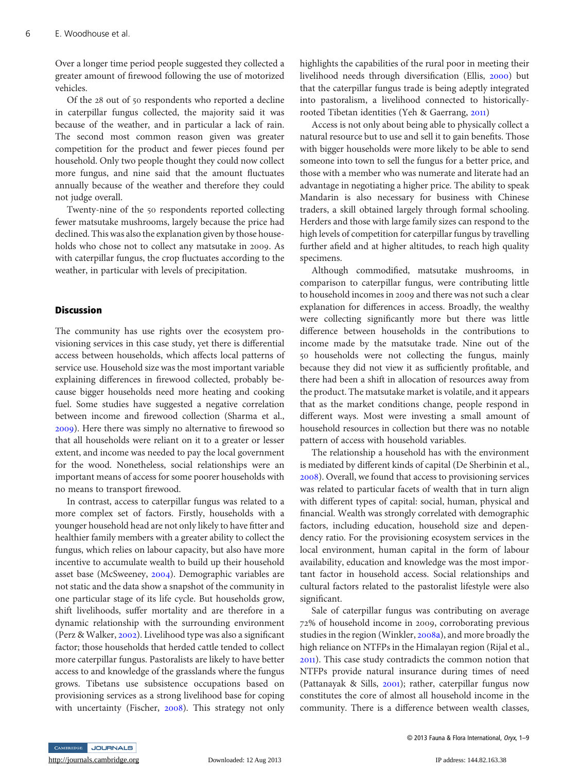Over a longer time period people suggested they collected a greater amount of firewood following the use of motorized vehicles.

Of the 28 out of 50 respondents who reported a decline in caterpillar fungus collected, the majority said it was because of the weather, and in particular a lack of rain. The second most common reason given was greater competition for the product and fewer pieces found per household. Only two people thought they could now collect more fungus, and nine said that the amount fluctuates annually because of the weather and therefore they could not judge overall.

Twenty-nine of the 50 respondents reported collecting fewer matsutake mushrooms, largely because the price had declined. This was also the explanation given by those households who chose not to collect any matsutake in 2009. As with caterpillar fungus, the crop fluctuates according to the weather, in particular with levels of precipitation.

## Discussion

The community has use rights over the ecosystem provisioning services in this case study, yet there is differential access between households, which affects local patterns of service use. Household size was the most important variable explaining differences in firewood collected, probably because bigger households need more heating and cooking fuel. Some studies have suggested a negative correlation between income and firewood collection (Sharma et al., 2009). Here there was simply no alternative to firewood so that all households were reliant on it to a greater or lesser extent, and income was needed to pay the local government for the wood. Nonetheless, social relationships were an important means of access for some poorer households with no means to transport firewood.

In contrast, access to caterpillar fungus was related to a more complex set of factors. Firstly, households with a younger household head are not only likely to have fitter and healthier family members with a greater ability to collect the fungus, which relies on labour capacity, but also have more incentive to accumulate wealth to build up their household asset base (McSweeney, 2004). Demographic variables are not static and the data show a snapshot of the community in one particular stage of its life cycle. But households grow, shift livelihoods, suffer mortality and are therefore in a dynamic relationship with the surrounding environment (Perz & Walker, 2002). Livelihood type was also a significant factor; those households that herded cattle tended to collect more caterpillar fungus. Pastoralists are likely to have better access to and knowledge of the grasslands where the fungus grows. Tibetans use subsistence occupations based on provisioning services as a strong livelihood base for coping with uncertainty (Fischer, 2008). This strategy not only highlights the capabilities of the rural poor in meeting their livelihood needs through diversification (Ellis, 2000) but that the caterpillar fungus trade is being adeptly integrated into pastoralism, a livelihood connected to historically-rooted Tibetan identities (Yeh & Gaerrang, 2011)

Access is not only about being able to physically collect a natural resource but to use and sell it to gain benefits. Those with bigger households were more likely to be able to send someone into town to sell the fungus for a better price, and those with a member who was numerate and literate had an advantage in negotiating a higher price. The ability to speak Mandarin is also necessary for business with Chinese traders, a skill obtained largely through formal schooling. Herders and those with large family sizes can respond to the high levels of competition for caterpillar fungus by travelling further afield and at higher altitudes, to reach high quality specimens.

Although commodified, matsutake mushrooms, in comparison to caterpillar fungus, were contributing little to household incomes in 2009 and there was not such a clear explanation for differences in access. Broadly, the wealthy were collecting significantly more but there was little difference between households in the contributions to income made by the matsutake trade. Nine out of the 50 households were not collecting the fungus, mainly because they did not view it as sufficiently profitable, and there had been a shift in allocation of resources away from the product. The matsutake market is volatile, and it appears that as the market conditions change, people respond in different ways. Most were investing a small amount of household resources in collection but there was no notable pattern of access with household variables.

The relationship a household has with the environment is mediated by different kinds of capital (De Sherbinin et al., 2008). Overall, we found that access to provisioning services was related to particular facets of wealth that in turn align with different types of capital: social, human, physical and financial. Wealth was strongly correlated with demographic factors, including education, household size and dependency ratio. For the provisioning ecosystem services in the local environment, human capital in the form of labour availability, education and knowledge was the most important factor in household access. Social relationships and cultural factors related to the pastoralist lifestyle were also significant.

Sale of caterpillar fungus was contributing on average 72% of household income in 2009, corroborating previous studies in the region (Winkler, 2008a), and more broadly the high reliance on NTFPs in the Himalayan region (Rijal et al., 2011). This case study contradicts the common notion that NTFPs provide natural insurance during times of need (Pattanayak & Sills, 2001); rather, caterpillar fungus now constitutes the core of almost all household income in the community. There is a difference between wealth classes,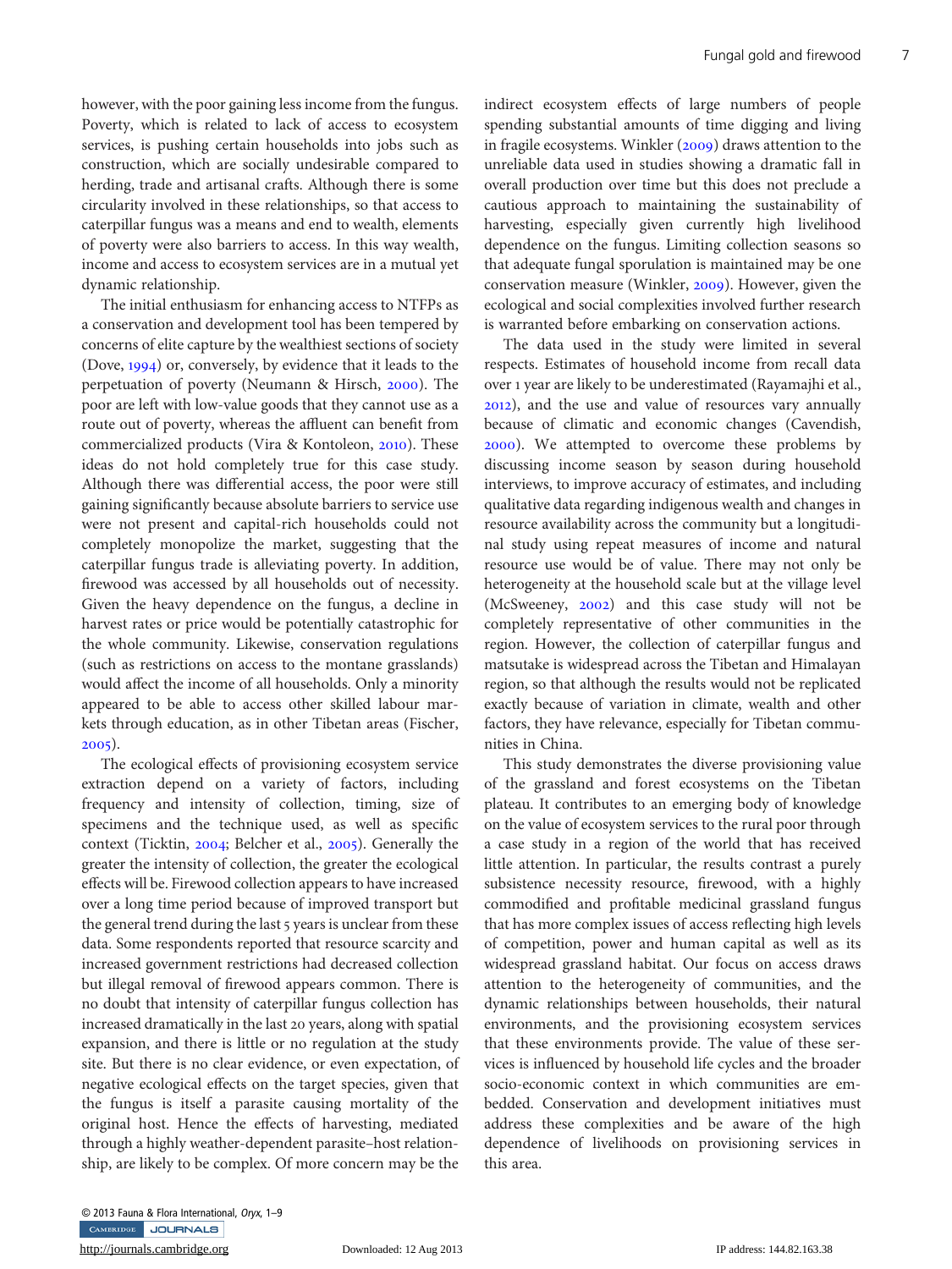however, with the poor gaining less income from the fungus. Poverty, which is related to lack of access to ecosystem services, is pushing certain households into jobs such as construction, which are socially undesirable compared to herding, trade and artisanal crafts. Although there is some circularity involved in these relationships, so that access to caterpillar fungus was a means and end to wealth, elements of poverty were also barriers to access. In this way wealth, income and access to ecosystem services are in a mutual yet dynamic relationship.

The initial enthusiasm for enhancing access to NTFPs as a conservation and development tool has been tempered by concerns of elite capture by the wealthiest sections of society (Dove, 1994) or, conversely, by evidence that it leads to the perpetuation of poverty (Neumann & Hirsch, 2000). The poor are left with low-value goods that they cannot use as a route out of poverty, whereas the affluent can benefit from commercialized products (Vira & Kontoleon, 2010). These ideas do not hold completely true for this case study. Although there was differential access, the poor were still gaining significantly because absolute barriers to service use were not present and capital-rich households could not completely monopolize the market, suggesting that the caterpillar fungus trade is alleviating poverty. In addition, firewood was accessed by all households out of necessity. Given the heavy dependence on the fungus, a decline in harvest rates or price would be potentially catastrophic for the whole community. Likewise, conservation regulations (such as restrictions on access to the montane grasslands) would affect the income of all households. Only a minority appeared to be able to access other skilled labour markets through education, as in other Tibetan areas (Fischer, 2005).

The ecological effects of provisioning ecosystem service extraction depend on a variety of factors, including frequency and intensity of collection, timing, size of specimens and the technique used, as well as specific context (Ticktin, 2004; Belcher et al., 2005). Generally the greater the intensity of collection, the greater the ecological effects will be. Firewood collection appears to have increased over a long time period because of improved transport but the general trend during the last 5 years is unclear from these data. Some respondents reported that resource scarcity and increased government restrictions had decreased collection but illegal removal of firewood appears common. There is no doubt that intensity of caterpillar fungus collection has increased dramatically in the last 20 years, along with spatial expansion, and there is little or no regulation at the study site. But there is no clear evidence, or even expectation, of negative ecological effects on the target species, given that the fungus is itself a parasite causing mortality of the original host. Hence the effects of harvesting, mediated through a highly weather-dependent parasite–host relationship, are likely to be complex. Of more concern may be the indirect ecosystem effects of large numbers of people spending substantial amounts of time digging and living in fragile ecosystems. Winkler (2009) draws attention to the unreliable data used in studies showing a dramatic fall in overall production over time but this does not preclude a cautious approach to maintaining the sustainability of harvesting, especially given currently high livelihood dependence on the fungus. Limiting collection seasons so that adequate fungal sporulation is maintained may be one conservation measure (Winkler, 2009). However, given the ecological and social complexities involved further research is warranted before embarking on conservation actions.

The data used in the study were limited in several respects. Estimates of household income from recall data over 1 year are likely to be underestimated (Rayamajhi et al., 2012), and the use and value of resources vary annually because of climatic and economic changes (Cavendish, 2000). We attempted to overcome these problems by discussing income season by season during household interviews, to improve accuracy of estimates, and including qualitative data regarding indigenous wealth and changes in resource availability across the community but a longitudinal study using repeat measures of income and natural resource use would be of value. There may not only be heterogeneity at the household scale but at the village level (McSweeney, 2002) and this case study will not be completely representative of other communities in the region. However, the collection of caterpillar fungus and matsutake is widespread across the Tibetan and Himalayan region, so that although the results would not be replicated exactly because of variation in climate, wealth and other factors, they have relevance, especially for Tibetan communities in China.

This study demonstrates the diverse provisioning value of the grassland and forest ecosystems on the Tibetan plateau. It contributes to an emerging body of knowledge on the value of ecosystem services to the rural poor through a case study in a region of the world that has received little attention. In particular, the results contrast a purely subsistence necessity resource, firewood, with a highly commodified and profitable medicinal grassland fungus that has more complex issues of access reflecting high levels of competition, power and human capital as well as its widespread grassland habitat. Our focus on access draws attention to the heterogeneity of communities, and the dynamic relationships between households, their natural environments, and the provisioning ecosystem services that these environments provide. The value of these services is influenced by household life cycles and the broader socio-economic context in which communities are embedded. Conservation and development initiatives must address these complexities and be aware of the high dependence of livelihoods on provisioning services in this area.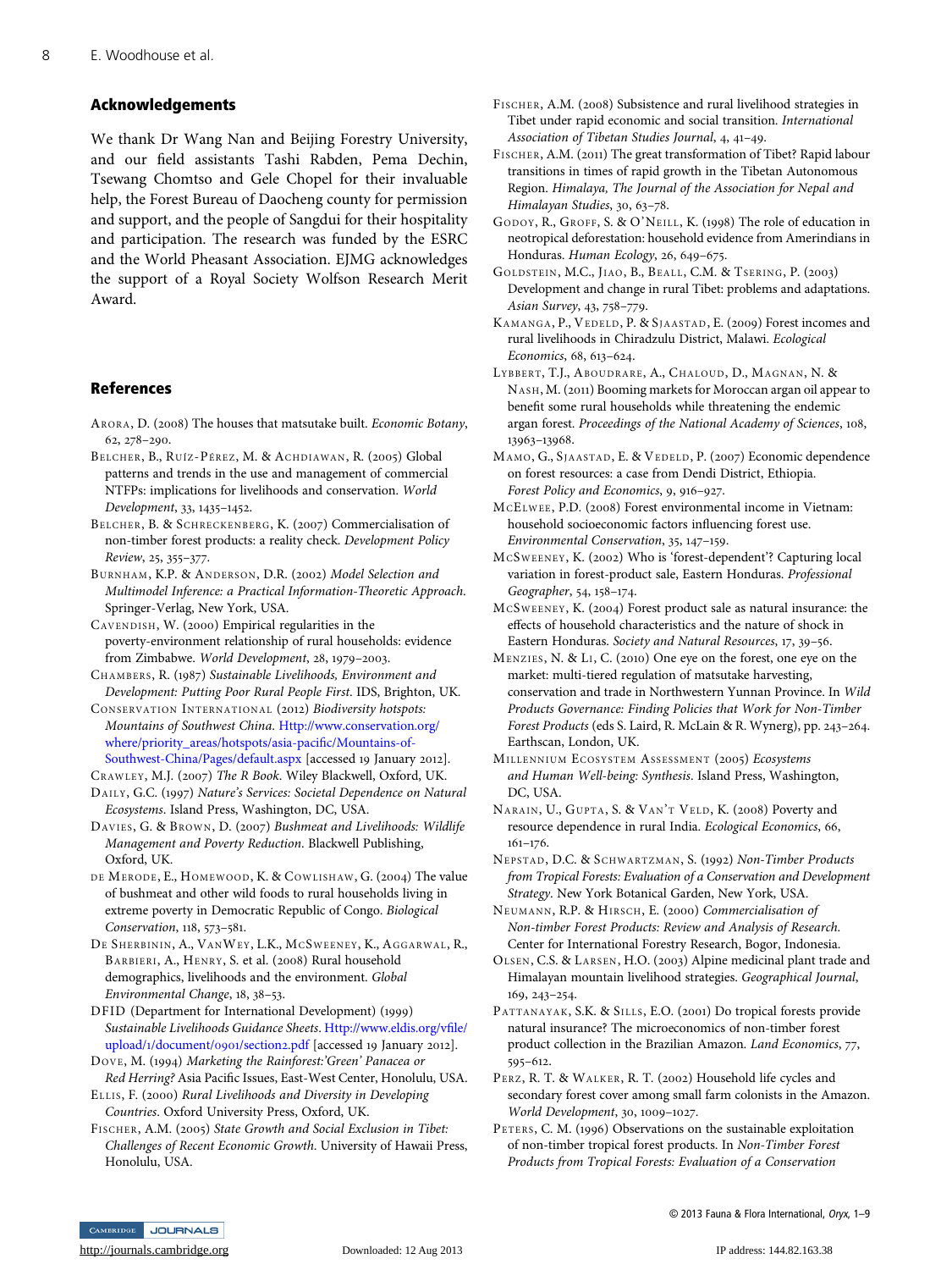## Acknowledgements

We thank Dr Wang Nan and Beijing Forestry University, and our field assistants Tashi Rabden, Pema Dechin, Tsewang Chomtso and Gele Chopel for their invaluable help, the Forest Bureau of Daocheng county for permission and support, and the people of Sangdui for their hospitality and participation. The research was funded by the ESRC and the World Pheasant Association. EJMG acknowledges the support of a Royal Society Wolfson Research Merit Award.

## References

Arora, D. (2008) The houses that matsutake built. *Economic Botany*, 62, 278–290.

Belcher, B., Ruíz-Pérez, M. & Achdiawan, R. (2005) Global patterns and trends in the use and management of commercial NTFPs: implications for livelihoods and conservation. *World Development*, 33, 1435–1452.

Belcher, B. & Schreckenberg, K. (2007) Commercialisation of non-timber forest products: a reality check. *Development Policy Review*, 25, 355–377.

Burnham, K.P. & Anderson, D.R. (2002) *Model Selection and Multimodel Inference: a Practical Information-Theoretic Approach*. Springer-Verlag, New York, USA.

Cavendish, W. (2000) Empirical regularities in the poverty-environment relationship of rural households: evidence from Zimbabwe. *World Development*, 28, 1979–2003.

Chambers, R. (1987) *Sustainable Livelihoods, Environment and Development: Putting Poor Rural People First*. IDS, Brighton, UK.

Conservation International (2012) *Biodiversity hotspots: Mountains of Southwest China*. Http://www.conservation.org/where/priority_areas/hotspots/asia-pacific/Mountains-of-Southwest-China/Pages/default.aspx [accessed 19 January 2012].

Crawley, M.J. (2007) *The R Book*. Wiley Blackwell, Oxford, UK.

Daily, G.C. (1997) *Nature's Services: Societal Dependence on Natural Ecosystems*. Island Press, Washington, DC, USA.

Davies, G. & Brown, D. (2007) *Bushmeat and Livelihoods: Wildlife Management and Poverty Reduction*. Blackwell Publishing, Oxford, UK.

de Merode, E., Homewood, K. & Cowlishaw, G. (2004) The value of bushmeat and other wild foods to rural households living in extreme poverty in Democratic Republic of Congo. *Biological Conservation*, 118, 573–581.

De Sherbinin, A., VanWey, L.K., McSweeney, K., Aggarwal, R., Barbieri, A., Henry, S. et al. (2008) Rural household demographics, livelihoods and the environment. *Global Environmental Change*, 18, 38–53.

DFID (Department for International Development) (1999) *Sustainable Livelihoods Guidance Sheets*. Http://www.eldis.org/vfile/upload/1/document/0901/section2.pdf [accessed 19 January 2012].

Dove, M. (1994) *Marketing the Rainforest:'Green' Panacea or Red Herring?* Asia Pacific Issues, East-West Center, Honolulu, USA.

Ellis, F. (2000) *Rural Livelihoods and Diversity in Developing Countries*. Oxford University Press, Oxford, UK.

Fischer, A.M. (2005) *State Growth and Social Exclusion in Tibet: Challenges of Recent Economic Growth*. University of Hawaii Press, Honolulu, USA.

Fischer, A.M. (2008) Subsistence and rural livelihood strategies in Tibet under rapid economic and social transition. *International Association of Tibetan Studies Journal*, 4, 41–49.

Fischer, A.M. (2011) The great transformation of Tibet? Rapid labour transitions in times of rapid growth in the Tibetan Autonomous Region. *Himalaya, The Journal of the Association for Nepal and Himalayan Studies*, 30, 63–78.

Godoy, R., Groff, S. & O'Neill, K. (1998) The role of education in neotropical deforestation: household evidence from Amerindians in Honduras. *Human Ecology*, 26, 649–675.

Goldstein, M.C., Jiao, B., Beall, C.M. & Tsering, P. (2003) Development and change in rural Tibet: problems and adaptations. *Asian Survey*, 43, 758–779.

Kamanga, P., Vedeld, P. & Sjaastad, E. (2009) Forest incomes and rural livelihoods in Chiradzulu District, Malawi. *Ecological Economics*, 68, 613–624.

Lybbert, T.J., Aboudrare, A., Chaloud, D., Magnan, N. & Nash, M. (2011) Booming markets for Moroccan argan oil appear to benefit some rural households while threatening the endemic argan forest. *Proceedings of the National Academy of Sciences*, 108, 13963–13968.

Mamo, G., Sjaastad, E. & Vedeld, P. (2007) Economic dependence on forest resources: a case from Dendi District, Ethiopia. *Forest Policy and Economics*, 9, 916–927.

McElwee, P.D. (2008) Forest environmental income in Vietnam: household socioeconomic factors influencing forest use. *Environmental Conservation*, 35, 147–159.

McSweeney, K. (2002) Who is 'forest-dependent'? Capturing local variation in forest-product sale, Eastern Honduras. *Professional Geographer*, 54, 158–174.

McSweeney, K. (2004) Forest product sale as natural insurance: the effects of household characteristics and the nature of shock in Eastern Honduras. *Society and Natural Resources*, 17, 39–56.

Menzies, N. & Li, C. (2010) One eye on the forest, one eye on the market: multi-tiered regulation of matsutake harvesting, conservation and trade in Northwestern Yunnan Province. In *Wild Products Governance: Finding Policies that Work for Non-Timber Forest Products* (eds S. Laird, R. McLain & R. Wynerg), pp. 243–264. Earthscan, London, UK.

Millennium Ecosystem Assessment (2005) *Ecosystems and Human Well-being: Synthesis*. Island Press, Washington, DC, USA.

Narain, U., Gupta, S. & van't Veld, K. (2008) Poverty and resource dependence in rural India. *Ecological Economics*, 66, 161–176.

Nepstad, D.C. & Schwartzman, S. (1992) *Non-Timber Products from Tropical Forests: Evaluation of a Conservation and Development Strategy*. New York Botanical Garden, New York, USA.

Neumann, R.P. & Hirsch, E. (2000) *Commercialisation of Non-Timber Forest Products: Review and Analysis of Research*. Center for International Forestry Research, Bogor, Indonesia.

Olsen, C.S. & Larsen, H.O. (2003) Alpine medicinal plant trade and Himalayan mountain livelihood strategies. *Geographical Journal*, 169, 243–254.

Pattanayak, S.K. & Sills, E.O. (2001) Do tropical forests provide natural insurance? The microeconomics of non-timber forest product collection in the Brazilian Amazon. *Land Economics*, 77, 595–612.

Perz, R. T. & Walker, R. T. (2002) Household life cycles and secondary forest cover among small farm colonists in the Amazon. *World Development*, 30, 1009–1027.

Peters, C. M. (1996) Observations on the sustainable exploitation of non-timber tropical forest products. In *Non-Timber Forest Products from Tropical Forests: Evaluation of a Conservation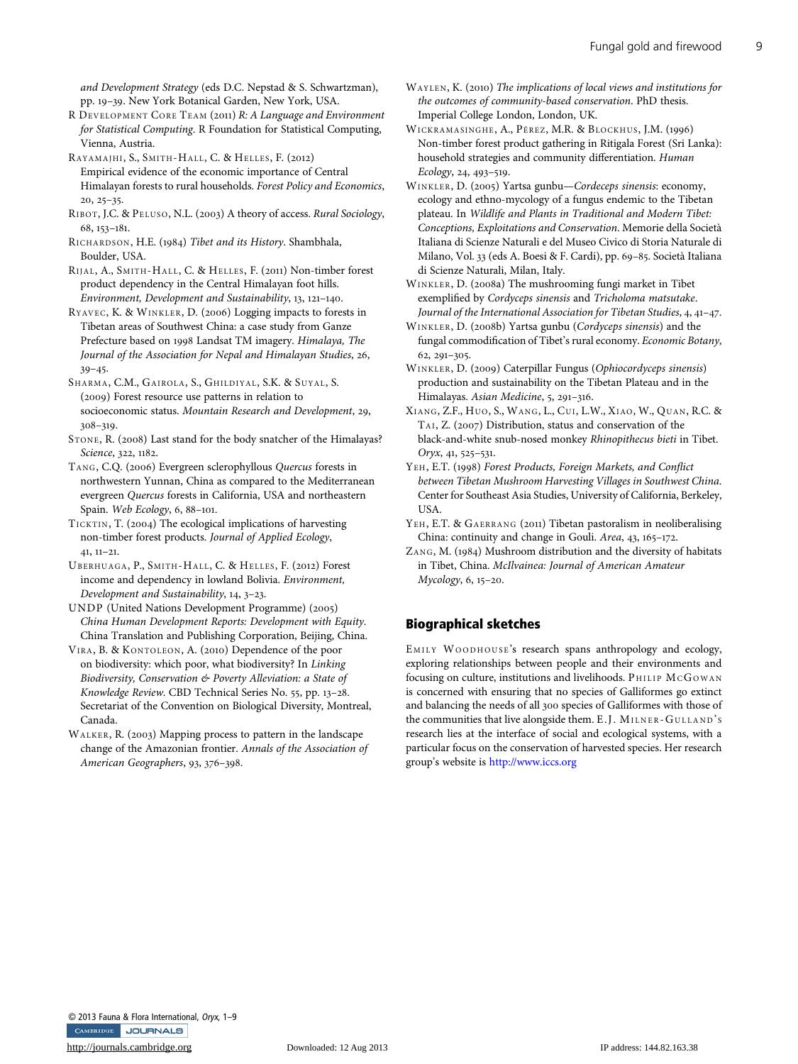and Development Strategy (eds D.C. Nepstad & S. Schwartzman), pp. 19–39. New York Botanical Garden, New York, USA.

R Development Core Team (2011) *R: A Language and Environment for Statistical Computing*. R Foundation for Statistical Computing, Vienna, Austria.

Rayamajhi, S., Smith-Hall, C. & Helles, F. (2012) Empirical evidence of the economic importance of Central Himalayan forests to rural households. *Forest Policy and Economics*, 20, 25–35.

Ribot, J.C. & Peluso, N.L. (2003) A theory of access. *Rural Sociology*, 68, 153–181.

Richardson, H.E. (1984) *Tibet and its History*. Shambhala, Boulder, USA.

Rijal, A., Smith-Hall, C. & Helles, F. (2011) Non-timber forest product dependency in the Central Himalayan foot hills. *Environment, Development and Sustainability*, 13, 121–140.

Ryavec, K. & Winkler, D. (2006) Logging impacts to forests in Tibetan areas of Southwest China: a case study from Ganze Prefecture based on 1998 Landsat TM imagery. *Himalaya, The Journal of the Association for Nepal and Himalayan Studies*, 26, 39–45.

Sharma, C.M., Gairola, S., Ghildiyal, S.K. & Suyal, S. (2009) Forest resource use patterns in relation to socioeconomic status. *Mountain Research and Development*, 29, 308–319.

Stone, R. (2008) Last stand for the body snatcher of the Himalayas? *Science*, 322, 1182.

Tang, C.Q. (2006) Evergreen sclerophyllous *Quercus* forests in northwestern Yunnan, China as compared to the Mediterranean evergreen *Quercus* forests in California, USA and northeastern Spain. *Web Ecology*, 6, 88–101.

Ticktin, T. (2004) The ecological implications of harvesting non-timber forest products. *Journal of Applied Ecology*, 41, 11–21.

Uberhuaga, P., Smith-Hall, C. & Helles, F. (2012) Forest income and dependency in lowland Bolivia. *Environment, Development and Sustainability*, 14, 3–23.

UNDP (United Nations Development Programme) (2005) *China Human Development Reports: Development with Equity*. China Translation and Publishing Corporation, Beijing, China.

Vira, B. & Kontoleon, A. (2010) Dependence of the poor on biodiversity: which poor, what biodiversity? In *Linking Biodiversity, Conservation & Poverty Alleviation: a State of Knowledge Review*. CBD Technical Series No. 55, pp. 13–28. Secretariat of the Convention on Biological Diversity, Montreal, Canada.

Walker, R. (2003) Mapping process to pattern in the landscape change of the Amazonian frontier. *Annals of the Association of American Geographers*, 93, 376–398.

Waylen, K. (2010) *The implications of local views and institutions for the outcomes of community-based conservation*. PhD thesis. Imperial College London, London, UK.

Wickramasinghe, A., Pérez, M.R. & Blockhus, J.M. (1996) Non-timber forest product gathering in Ritigala Forest (Sri Lanka): household strategies and community differentiation. *Human Ecology*, 24, 493–519.

Winkler, D. (2005) Yartsa gunbu—*Cordeceps sinensis*: economy, ecology and ethno-mycology of a fungus endemic to the Tibetan plateau. In *Wildlife and Plants in Traditional and Modern Tibet: Conceptions, Exploitations and Conservation*. Memorie della Società Italiana di Scienze Naturali e del Museo Civico di Storia Naturale di Milano, Vol. 33 (eds A. Boesi & F. Cardi), pp. 69–85. Società Italiana di Scienze Naturali, Milan, Italy.

Winkler, D. (2008a) The mushrooming fungi market in Tibet exemplified by *Cordyceps sinensis* and *Tricholoma matsutake*. *Journal of the International Association for Tibetan Studies*, 4, 41–47.

Winkler, D. (2008b) Yartsa gunbu (*Cordyceps sinensis*) and the fungal commodification of Tibet's rural economy. *Economic Botany*, 62, 291–305.

Winkler, D. (2009) Caterpillar Fungus (*Ophiocordyceps sinensis*) production and sustainability on the Tibetan Plateau and in the Himalayas. *Asian Medicine*, 5, 291–316.

Xiang, Z.F., Huo, S., Wang, L., Cui, L.W., Xiao, W., Quan, R.C. & Tai, Z. (2007) Distribution, status and conservation of the black-and-white snub-nosed monkey *Rhinopithecus bieti* in Tibet. *Oryx*, 41, 525–531.

Yeh, E.T. (1998) *Forest Products, Foreign Markets, and Conflict between Tibetan Mushroom Harvesting Villages in Southwest China*. Center for Southeast Asia Studies, University of California, Berkeley, USA.

Yeh, E.T. & Gaerrang (2011) Tibetan pastoralism in neoliberalising China: continuity and change in Gouli. *Area*, 43, 165–172.

Zang, M. (1984) Mushroom distribution and the diversity of habitats in Tibet, China. *McIlvainea: Journal of American Amateur Mycology*, 6, 15–20.

## Biographical sketches

Emily Woodhouse's research spans anthropology and ecology, exploring relationships between people and their environments and focusing on culture, institutions and livelihoods. Philip McGowan is concerned with ensuring that no species of Galliformes go extinct and balancing the needs of all 300 species of Galliformes with those of the communities that live alongside them. E.J. Milner-Gulland's research lies at the interface of social and ecological systems, with a particular focus on the conservation of harvested species. Her research group's website is http://www.iccs.org